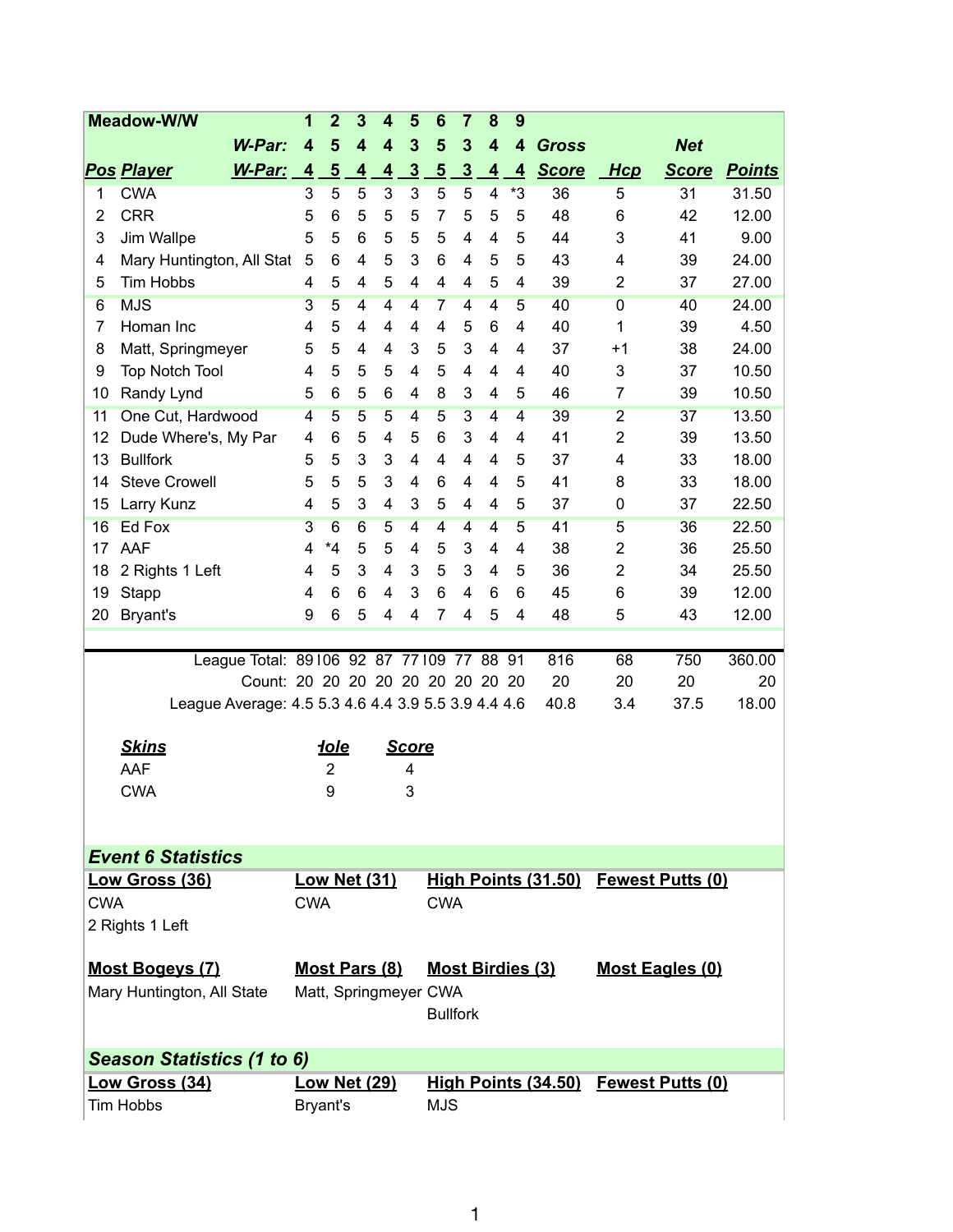| Meadow-W/W | | 1 | 2 | 3 | 4 | 5 | 6 | 7 | 8 | 9 | | | | |
|---|---|---|---|---|---|---|---|---|---|---|---|---|---|---|
| | W-Par: | 4 | 5 | 4 | 4 | 3 | 5 | 3 | 4 | 4 | Gross | | Net | |
| Pos | Player W-Par: | 4 | 5 | 4 | 4 | 3 | 5 | 3 | 4 | 4 | Score | Hcp | Score | Points |
| 1 | CWA | 3 | 5 | 5 | 3 | 3 | 5 | 5 | 4 | *3 | 36 | 5 | 31 | 31.50 |
| 2 | CRR | 5 | 6 | 5 | 5 | 5 | 7 | 5 | 5 | 5 | 48 | 6 | 42 | 12.00 |
| 3 | Jim Wallpe | 5 | 5 | 6 | 5 | 5 | 5 | 4 | 4 | 5 | 44 | 3 | 41 | 9.00 |
| 4 | Mary Huntington, All Stat | 5 | 6 | 4 | 5 | 3 | 6 | 4 | 5 | 5 | 43 | 4 | 39 | 24.00 |
| 5 | Tim Hobbs | 4 | 5 | 4 | 5 | 4 | 4 | 4 | 5 | 4 | 39 | 2 | 37 | 27.00 |
| 6 | MJS | 3 | 5 | 4 | 4 | 4 | 7 | 4 | 4 | 5 | 40 | 0 | 40 | 24.00 |
| 7 | Homan Inc | 4 | 5 | 4 | 4 | 4 | 4 | 5 | 6 | 4 | 40 | 1 | 39 | 4.50 |
| 8 | Matt, Springmeyer | 5 | 5 | 4 | 4 | 3 | 5 | 3 | 4 | 4 | 37 | +1 | 38 | 24.00 |
| 9 | Top Notch Tool | 4 | 5 | 5 | 5 | 4 | 5 | 4 | 4 | 4 | 40 | 3 | 37 | 10.50 |
| 10 | Randy Lynd | 5 | 6 | 5 | 6 | 4 | 8 | 3 | 4 | 5 | 46 | 7 | 39 | 10.50 |
| 11 | One Cut, Hardwood | 4 | 5 | 5 | 5 | 4 | 5 | 3 | 4 | 4 | 39 | 2 | 37 | 13.50 |
| 12 | Dude Where's, My Par | 4 | 6 | 5 | 4 | 5 | 6 | 3 | 4 | 4 | 41 | 2 | 39 | 13.50 |
| 13 | Bullfork | 5 | 5 | 3 | 3 | 4 | 4 | 4 | 4 | 5 | 37 | 4 | 33 | 18.00 |
| 14 | Steve Crowell | 5 | 5 | 5 | 3 | 4 | 6 | 4 | 4 | 5 | 41 | 8 | 33 | 18.00 |
| 15 | Larry Kunz | 4 | 5 | 3 | 4 | 3 | 5 | 4 | 4 | 5 | 37 | 0 | 37 | 22.50 |
| 16 | Ed Fox | 3 | 6 | 6 | 5 | 4 | 4 | 4 | 4 | 5 | 41 | 5 | 36 | 22.50 |
| 17 | AAF | 4 | *4 | 5 | 5 | 4 | 5 | 3 | 4 | 4 | 38 | 2 | 36 | 25.50 |
| 18 | 2 Rights 1 Left | 4 | 5 | 3 | 4 | 3 | 5 | 3 | 4 | 5 | 36 | 2 | 34 | 25.50 |
| 19 | Stapp | 4 | 6 | 6 | 4 | 3 | 6 | 4 | 6 | 6 | 45 | 6 | 39 | 12.00 |
| 20 | Bryant's | 9 | 6 | 5 | 4 | 4 | 7 | 4 | 5 | 4 | 48 | 5 | 43 | 12.00 |
| | League Total: | 89 | 106 | 92 | 87 | 77 | 109 | 77 | 88 | 91 | 816 | 68 | 750 | 360.00 |
| | Count: | 20 | 20 | 20 | 20 | 20 | 20 | 20 | 20 | 20 | 20 | 20 | 20 | 20 |
| | League Average: | 4.5 | 5.3 | 4.6 | 4.4 | 3.9 | 5.5 | 3.9 | 4.4 | 4.6 | 40.8 | 3.4 | 37.5 | 18.00 |

| Skins | Hole | Score |
|---|---|---|
| AAF | 2 | 4 |
| CWA | 9 | 3 |

## Event 6 Statistics

| Low Gross (36) | Low Net (31) | High Points (31.50) | Fewest Putts (0) |
|---|---|---|---|
| CWA | CWA | CWA | |
| 2 Rights 1 Left | | | |

| Most Bogeys (7) | Most Pars (8) | Most Birdies (3) | Most Eagles (0) |
|---|---|---|---|
| Mary Huntington, All State | Matt, Springmeyer | CWA | |
| | | Bullfork | |

## Season Statistics (1 to 6)

| Low Gross (34) | Low Net (29) | High Points (34.50) | Fewest Putts (0) |
|---|---|---|---|
| Tim Hobbs | Bryant's | MJS | |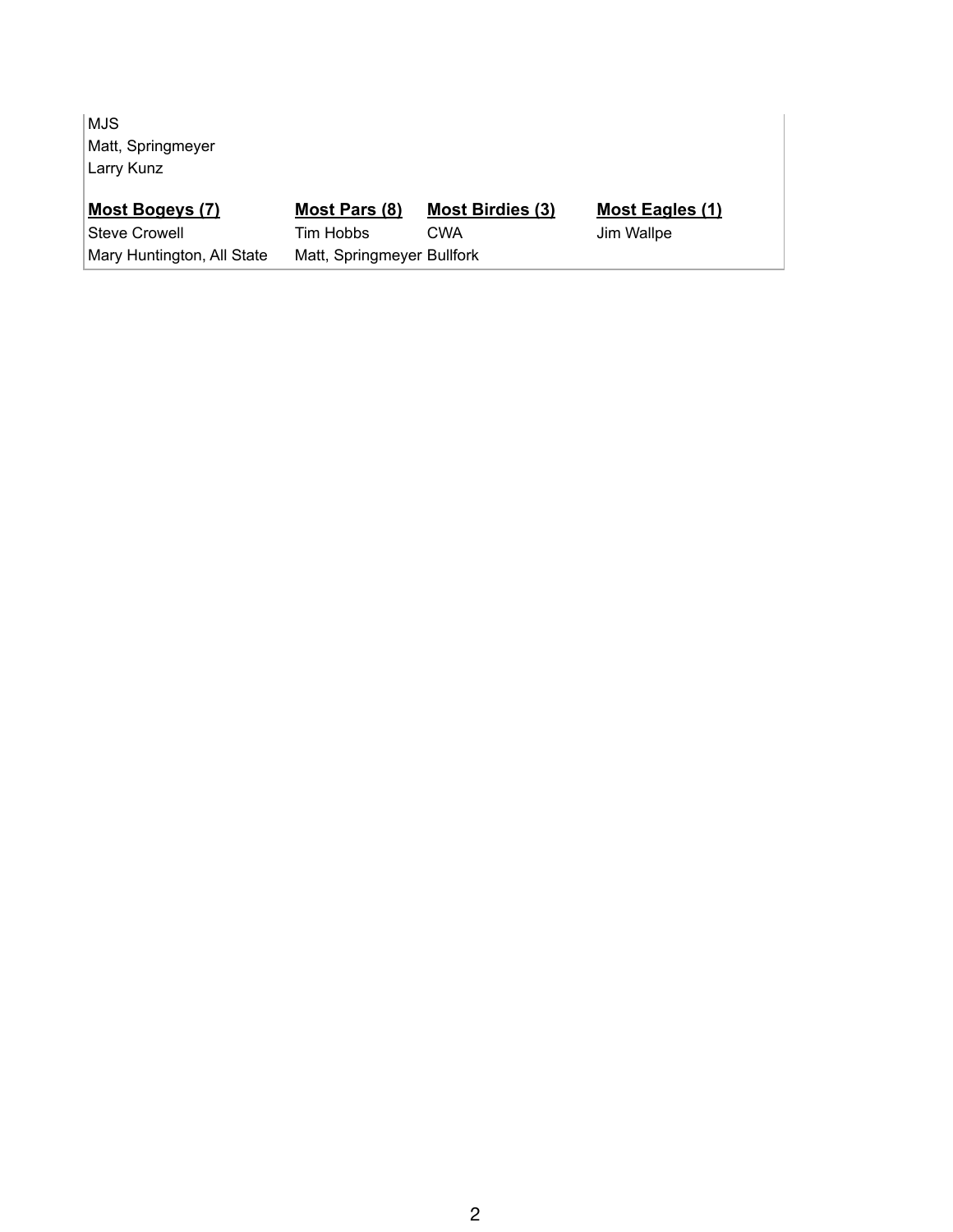MJS
Matt, Springmeyer
Larry Kunz

| Most Bogeys (7) | Most Pars (8) | Most Birdies (3) | Most Eagles (1) |
|---|---|---|---|
| Steve Crowell | Tim Hobbs | CWA | Jim Wallpe |
| Mary Huntington, All State | Matt, Springmeyer Bullfork | | |